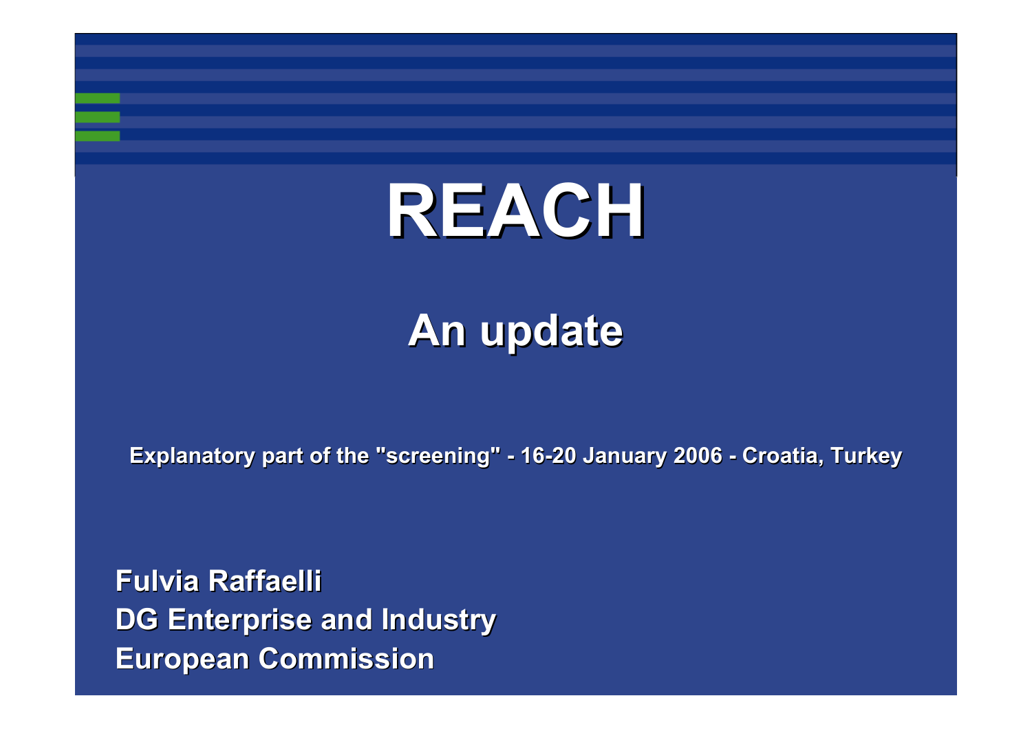# REACH

## An update

Explanatory part of the "screening" - 16-20 January 2006 - Croatia, Turkey

**Fulvia Raffaelli**
**DG Enterprise and Industry**
**European Commission**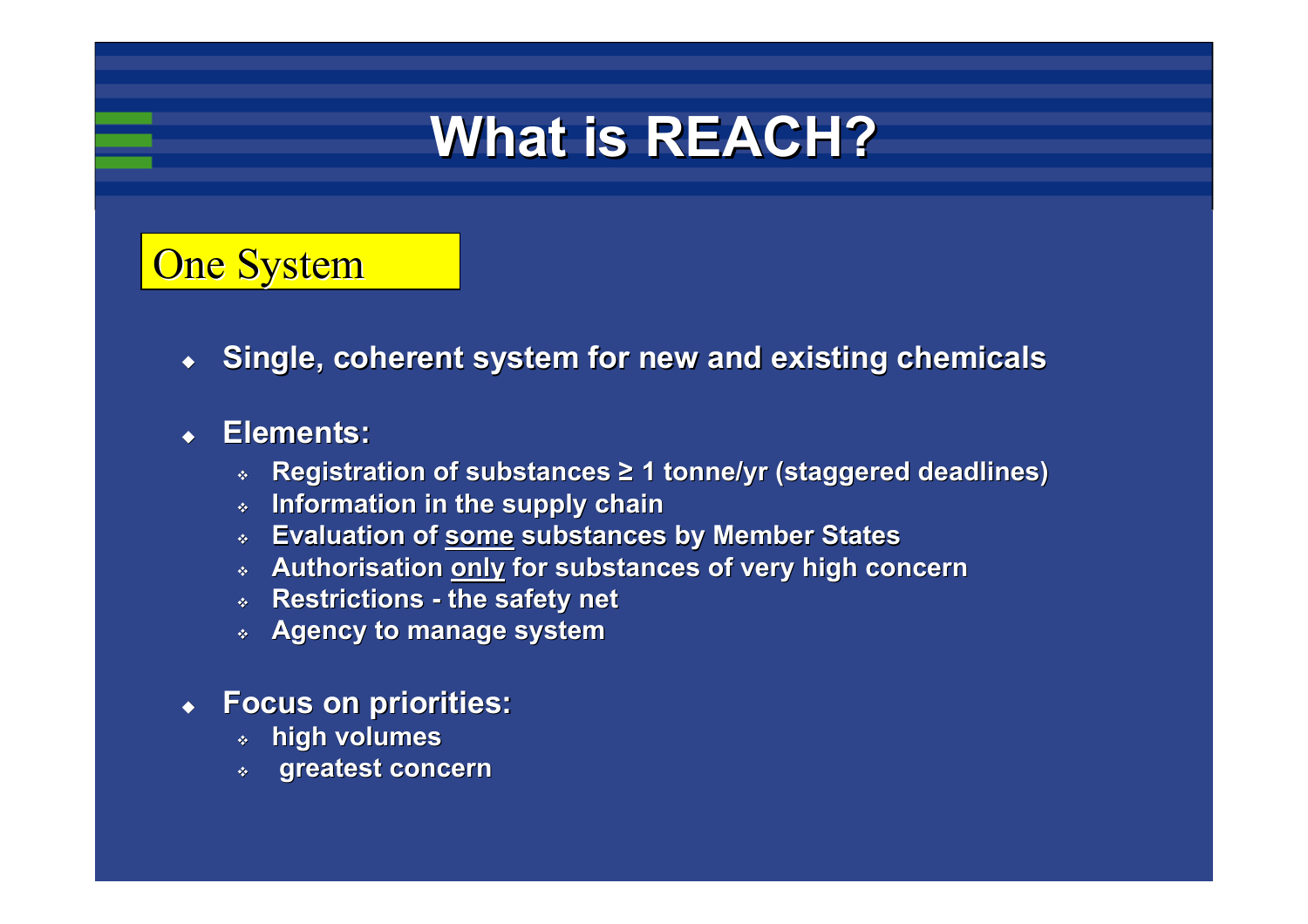# What is REACH?

## One System

- **Single, coherent system for new and existing chemicals**
- **Elements:**
  - **Registration of substances ≥ 1 tonne/yr (staggered deadlines)**
  - **Information in the supply chain**
  - **Evaluation of <u>some</u> substances by Member States**
  - **Authorisation <u>only</u> for substances of very high concern**
  - **Restrictions - the safety net**
  - **Agency to manage system**
- **Focus on priorities:**
  - **high volumes**
  - **greatest concern**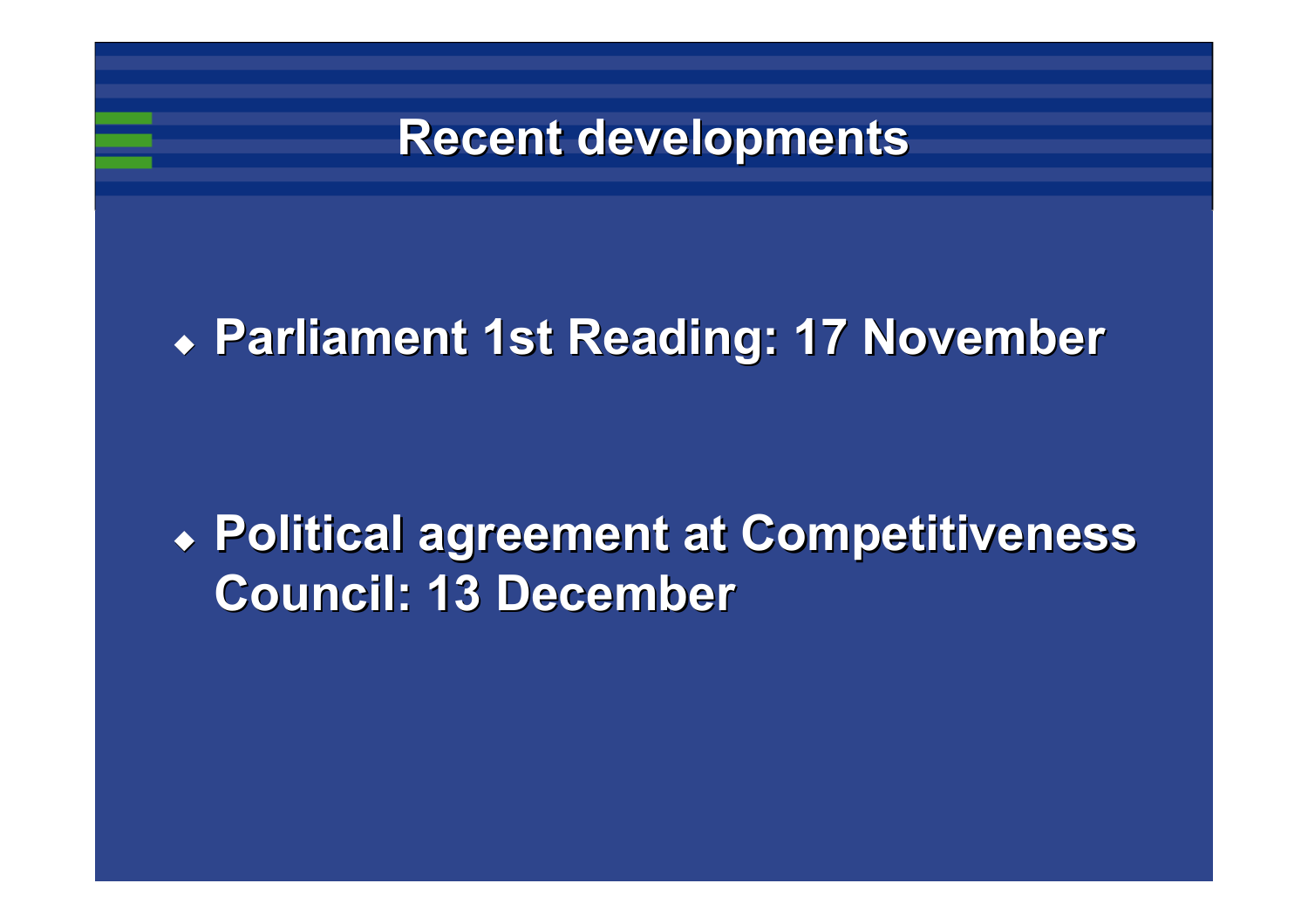# Recent developments

- **Parliament 1st Reading: 17 November**

- **Political agreement at Competitiveness Council: 13 December**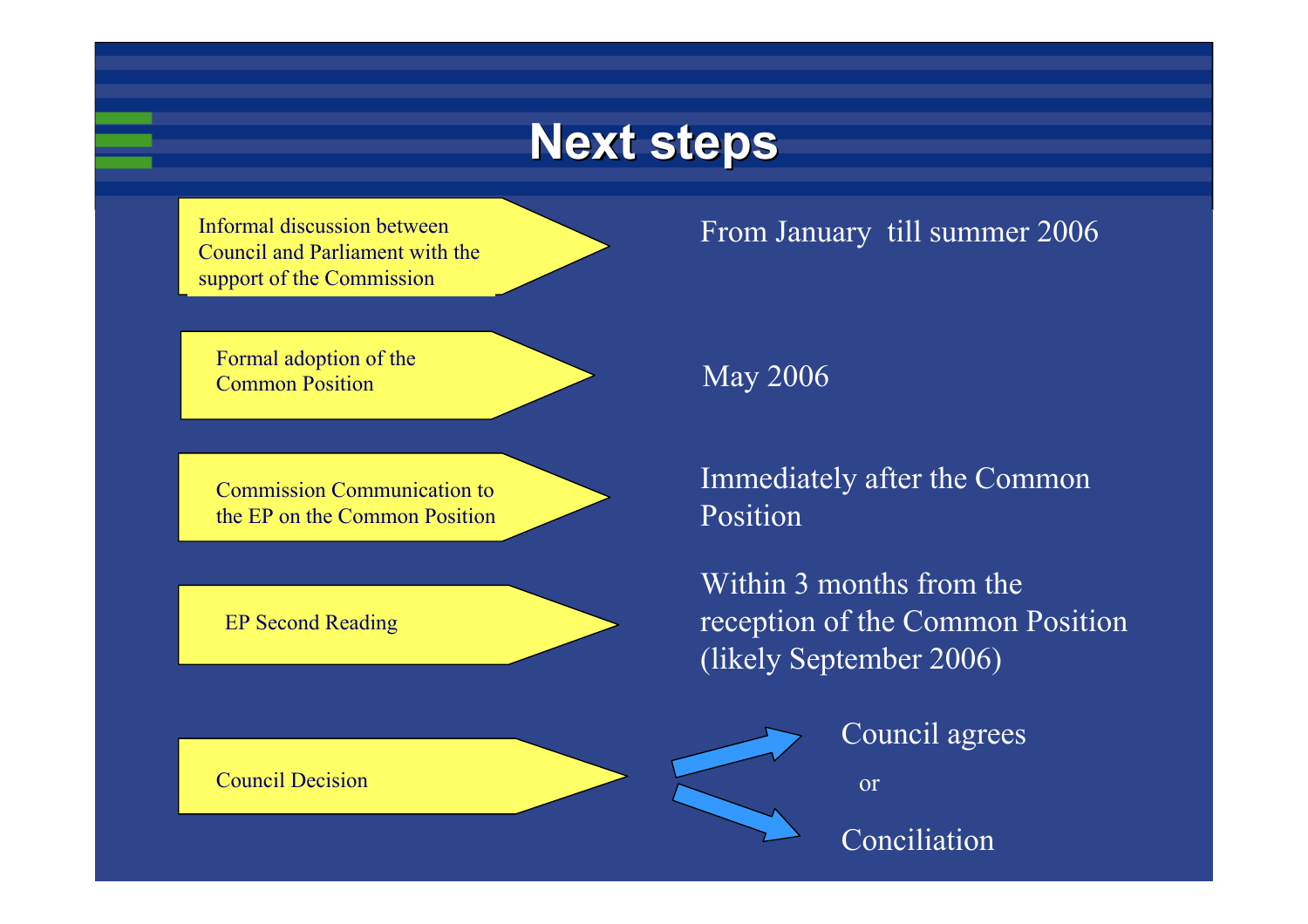# Next steps

| Step | Timing |
| --- | --- |
| Informal discussion between Council and Parliament with the support of the Commission | From January till summer 2006 |
| Formal adoption of the Common Position | May 2006 |
| Commission Communication to the EP on the Common Position | Immediately after the Common Position |
| EP Second Reading | Within 3 months from the reception of the Common Position (likely September 2006) |
| Council Decision | Council agrees or Conciliation |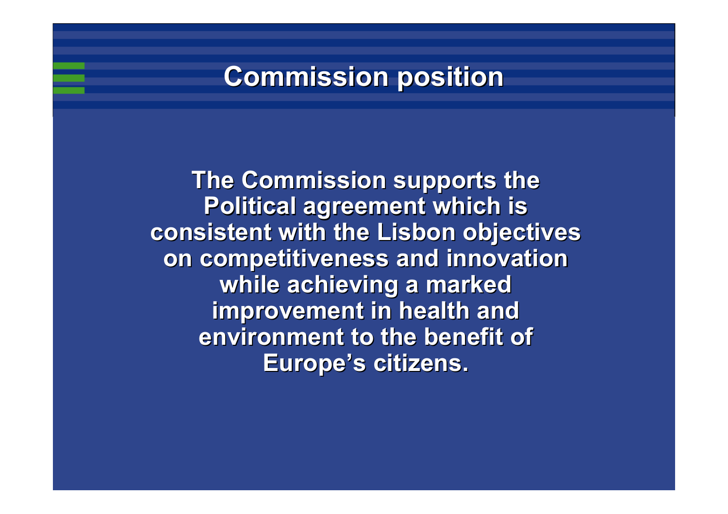# Commission position

**The Commission supports the Political agreement which is consistent with the Lisbon objectives on competitiveness and innovation while achieving a marked improvement in health and environment to the benefit of Europe's citizens.**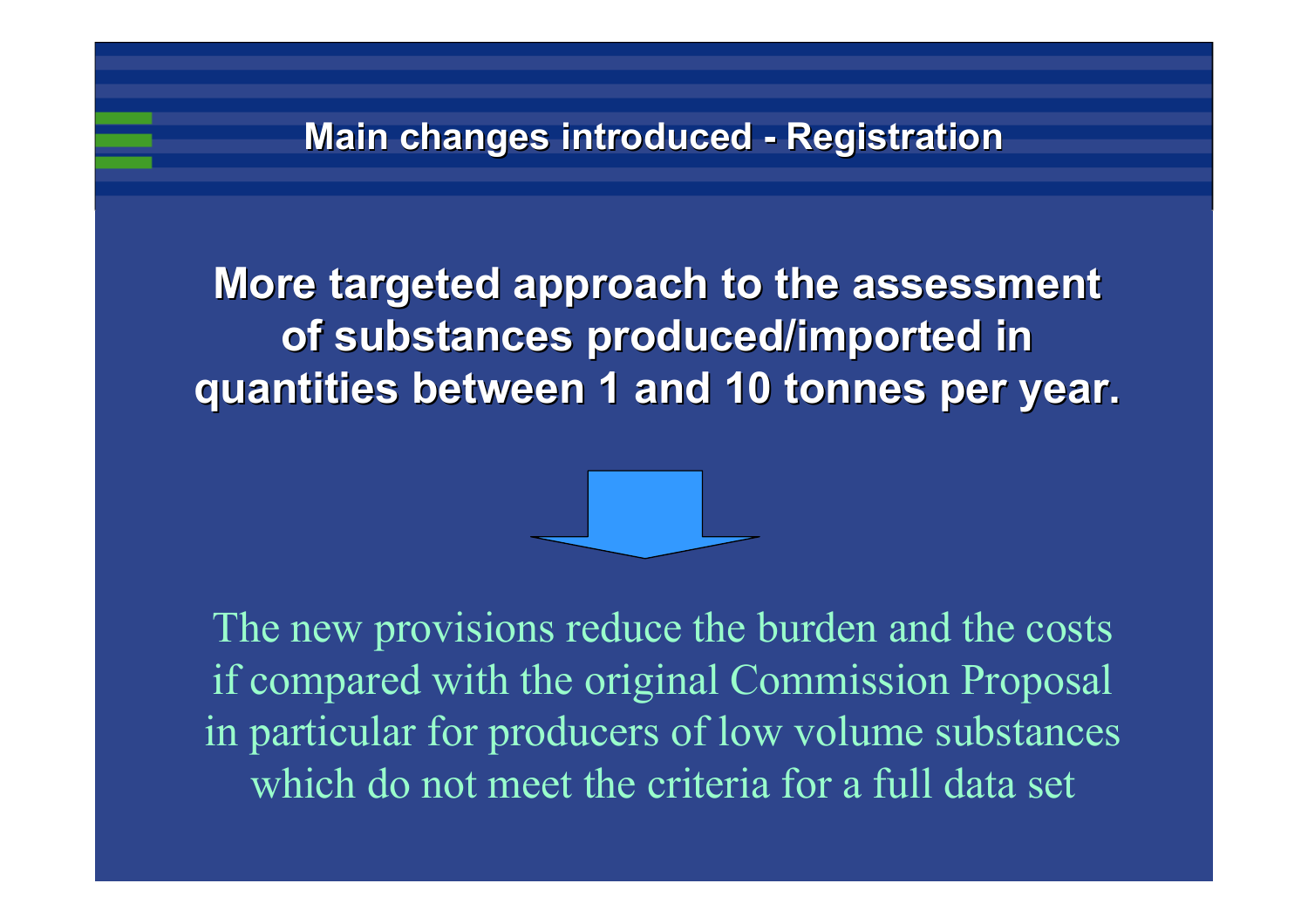## Main changes introduced - Registration

**More targeted approach to the assessment of substances produced/imported in quantities between 1 and 10 tonnes per year.**

The new provisions reduce the burden and the costs if compared with the original Commission Proposal in particular for producers of low volume substances which do not meet the criteria for a full data set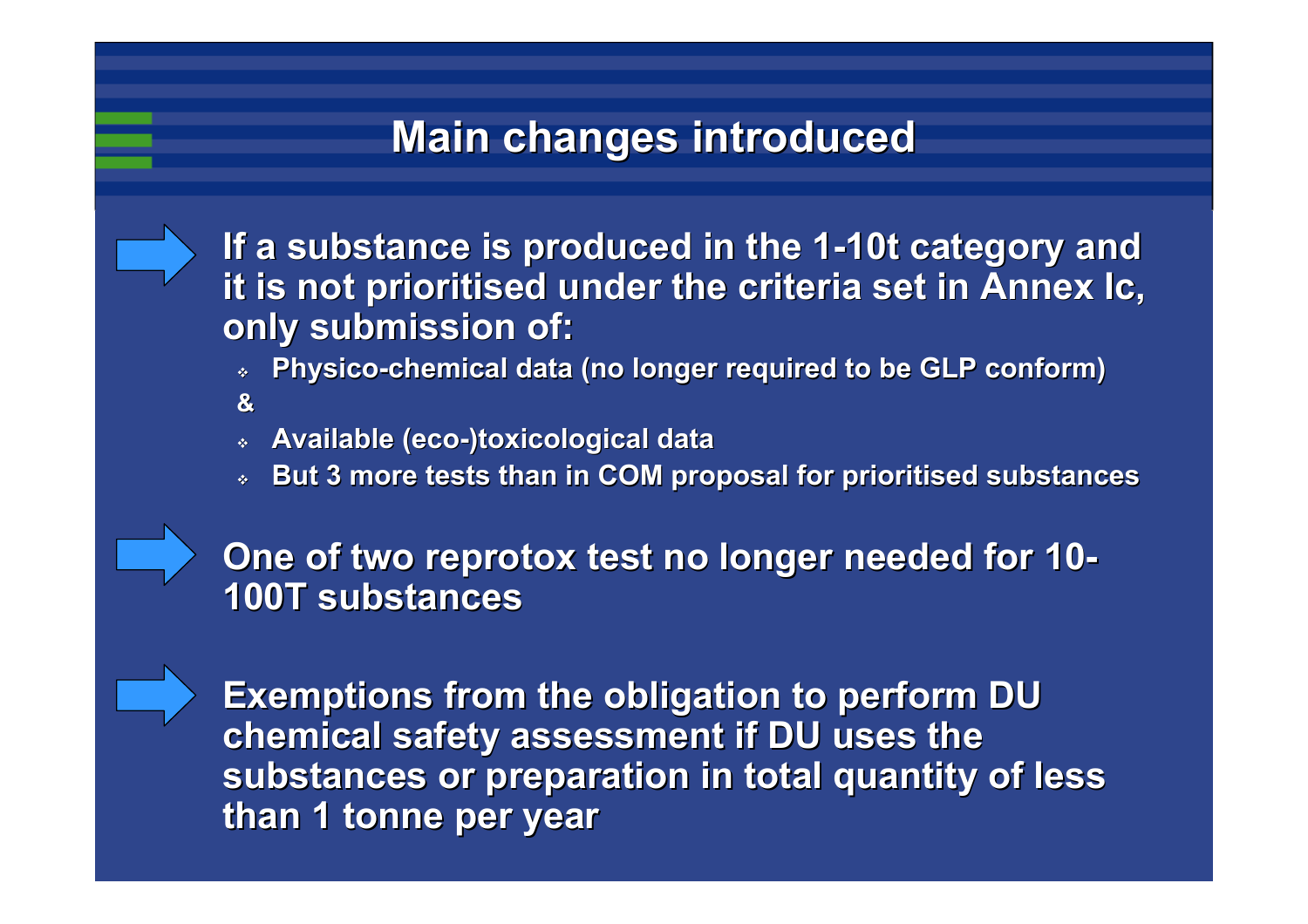# Main changes introduced

- If a substance is produced in the 1-10t category and it is not prioritised under the criteria set in Annex Ic, only submission of:
  - Physico-chemical data (no longer required to be GLP conform)

  &

  - Available (eco-)toxicological data
  - But 3 more tests than in COM proposal for prioritised substances

- One of two reprotox test no longer needed for 10-100T substances

- Exemptions from the obligation to perform DU chemical safety assessment if DU uses the substances or preparation in total quantity of less than 1 tonne per year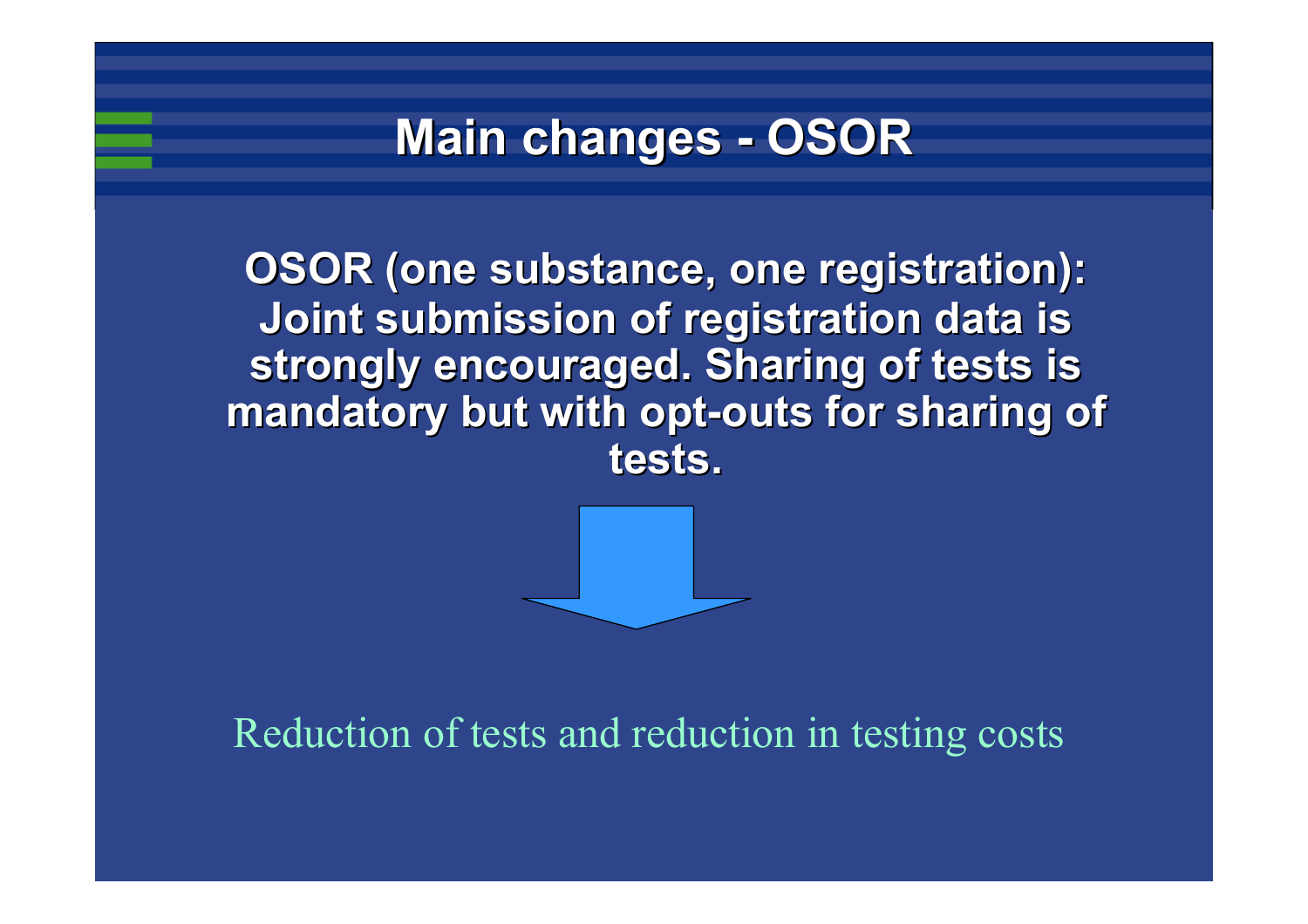# Main changes - OSOR

**OSOR (one substance, one registration): Joint submission of registration data is strongly encouraged. Sharing of tests is mandatory but with opt-outs for sharing of tests.**

Reduction of tests and reduction in testing costs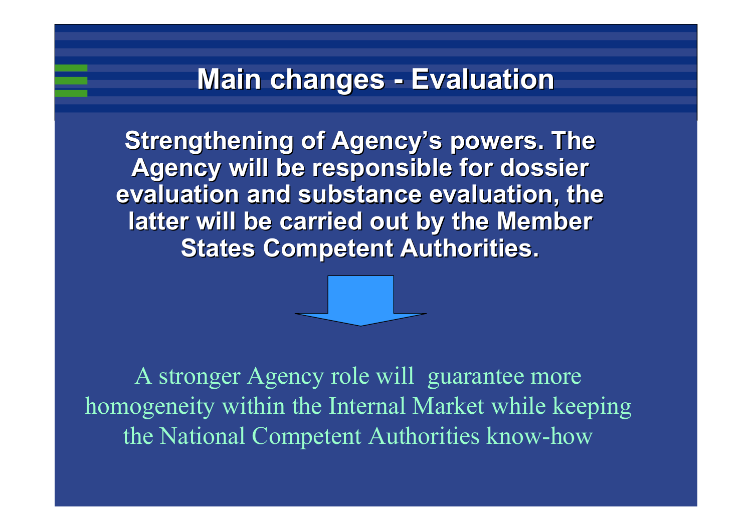# Main changes - Evaluation

**Strengthening of Agency's powers. The Agency will be responsible for dossier evaluation and substance evaluation, the latter will be carried out by the Member States Competent Authorities.**

A stronger Agency role will guarantee more homogeneity within the Internal Market while keeping the National Competent Authorities know-how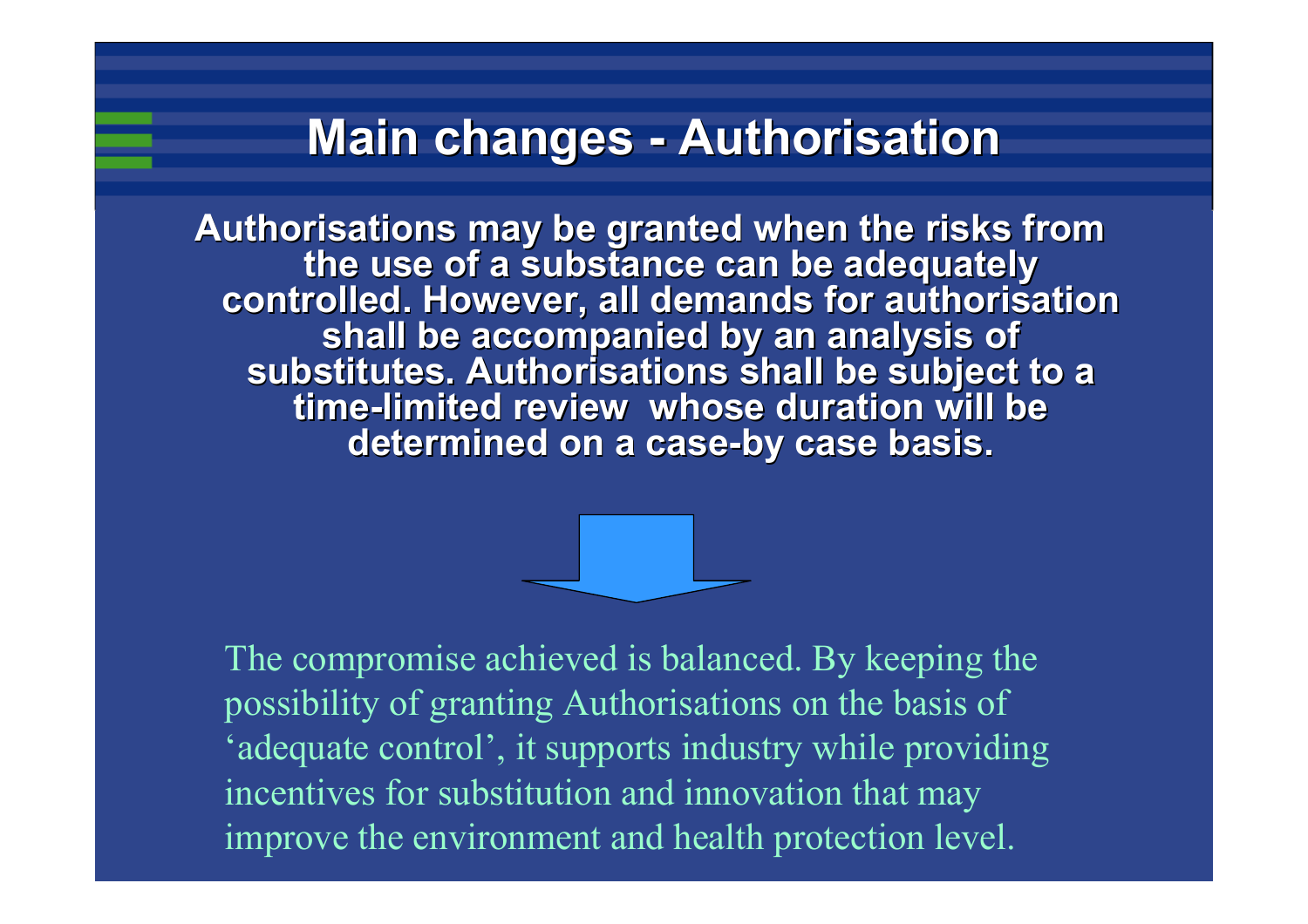# Main changes - Authorisation

**Authorisations may be granted when the risks from the use of a substance can be adequately controlled. However, all demands for authorisation shall be accompanied by an analysis of substitutes. Authorisations shall be subject to a time-limited review whose duration will be determined on a case-by case basis.**

The compromise achieved is balanced. By keeping the possibility of granting Authorisations on the basis of 'adequate control', it supports industry while providing incentives for substitution and innovation that may improve the environment and health protection level.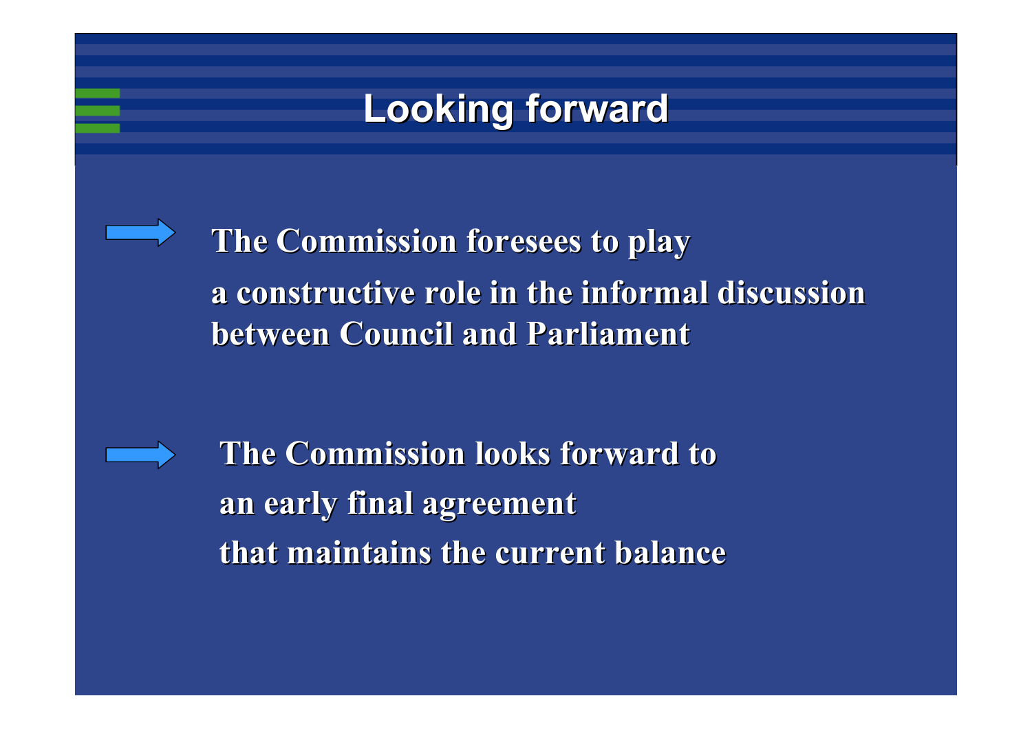# Looking forward

- The Commission foresees to play
  a constructive role in the informal discussion
  between Council and Parliament

- The Commission looks forward to
  an early final agreement
  that maintains the current balance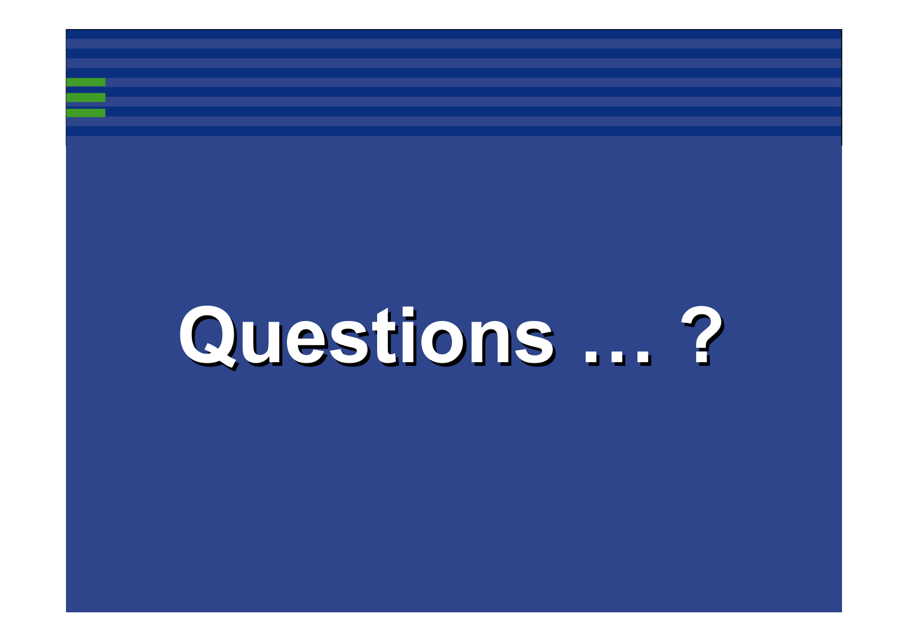# Questions ... ?